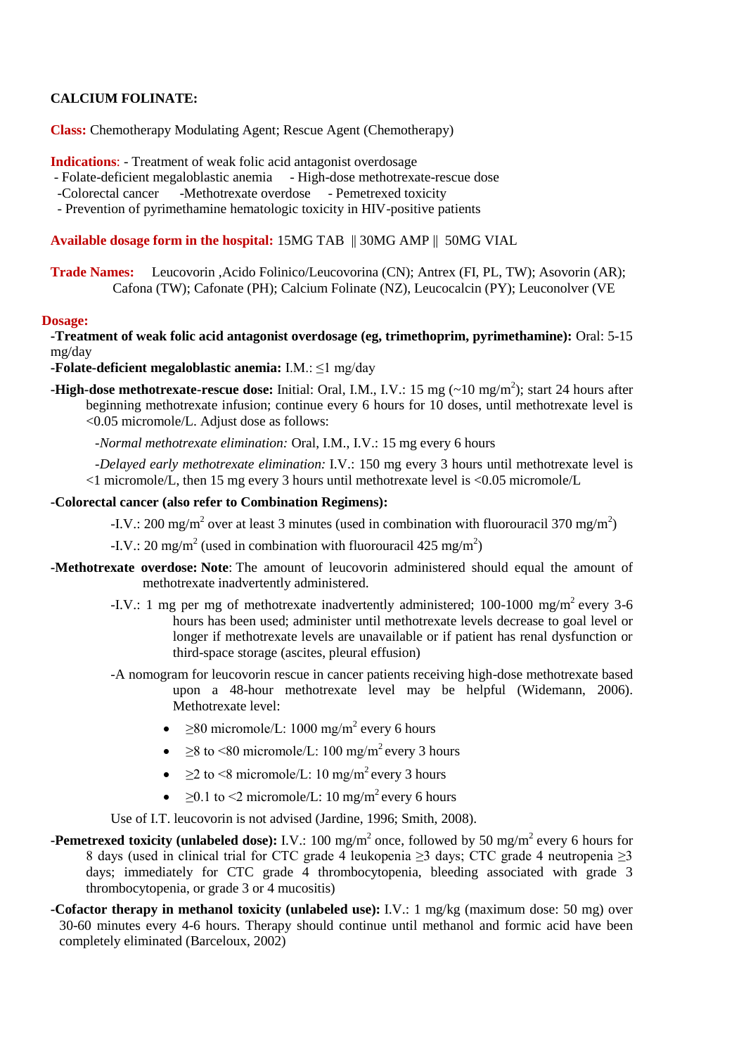**CALCIUM FOLINATE:**

**Class:** Chemotherapy Modulating Agent; Rescue Agent (Chemotherapy)

**Indications**: - Treatment of weak folic acid antagonist overdosage
- Folate-deficient megaloblastic anemia - High-dose methotrexate-rescue dose
- Colorectal cancer -Methotrexate overdose - Pemetrexed toxicity
- Prevention of pyrimethamine hematologic toxicity in HIV-positive patients

**Available dosage form in the hospital:** 15MG TAB ‖ 30MG AMP ‖ 50MG VIAL

**Trade Names:** Leucovorin ,Acido Folinico/Leucovorina (CN); Antrex (FI, PL, TW); Asovorin (AR); Cafona (TW); Cafonate (PH); Calcium Folinate (NZ), Leucocalcin (PY); Leuconolver (VE

**Dosage:**

**-Treatment of weak folic acid antagonist overdosage (eg, trimethoprim, pyrimethamine):** Oral: 5-15 mg/day

**-Folate-deficient megaloblastic anemia:** I.M.: ≤1 mg/day

**-High-dose methotrexate-rescue dose:** Initial: Oral, I.M., I.V.: 15 mg (~10 mg/m$^2$); start 24 hours after beginning methotrexate infusion; continue every 6 hours for 10 doses, until methotrexate level is <0.05 micromole/L. Adjust dose as follows:

-*Normal methotrexate elimination:* Oral, I.M., I.V.: 15 mg every 6 hours

-*Delayed early methotrexate elimination:* I.V.: 150 mg every 3 hours until methotrexate level is <1 micromole/L, then 15 mg every 3 hours until methotrexate level is <0.05 micromole/L

**-Colorectal cancer (also refer to Combination Regimens):**

-I.V.: 200 mg/m$^2$ over at least 3 minutes (used in combination with fluorouracil 370 mg/m$^2$)

-I.V.: 20 mg/m$^2$ (used in combination with fluorouracil 425 mg/m$^2$)

**-Methotrexate overdose: Note**: The amount of leucovorin administered should equal the amount of methotrexate inadvertently administered.

-I.V.: 1 mg per mg of methotrexate inadvertently administered; 100-1000 mg/m$^2$ every 3-6 hours has been used; administer until methotrexate levels decrease to goal level or longer if methotrexate levels are unavailable or if patient has renal dysfunction or third-space storage (ascites, pleural effusion)

-A nomogram for leucovorin rescue in cancer patients receiving high-dose methotrexate based upon a 48-hour methotrexate level may be helpful (Widemann, 2006). Methotrexate level:

- ≥80 micromole/L: 1000 mg/m$^2$ every 6 hours
- ≥8 to <80 micromole/L: 100 mg/m$^2$ every 3 hours
- ≥2 to <8 micromole/L: 10 mg/m$^2$ every 3 hours
- ≥0.1 to <2 micromole/L: 10 mg/m$^2$ every 6 hours

Use of I.T. leucovorin is not advised (Jardine, 1996; Smith, 2008).

**-Pemetrexed toxicity (unlabeled dose):** I.V.: 100 mg/m$^2$ once, followed by 50 mg/m$^2$ every 6 hours for 8 days (used in clinical trial for CTC grade 4 leukopenia ≥3 days; CTC grade 4 neutropenia ≥3 days; immediately for CTC grade 4 thrombocytopenia, bleeding associated with grade 3 thrombocytopenia, or grade 3 or 4 mucositis)

**-Cofactor therapy in methanol toxicity (unlabeled use):** I.V.: 1 mg/kg (maximum dose: 50 mg) over 30-60 minutes every 4-6 hours. Therapy should continue until methanol and formic acid have been completely eliminated (Barceloux, 2002)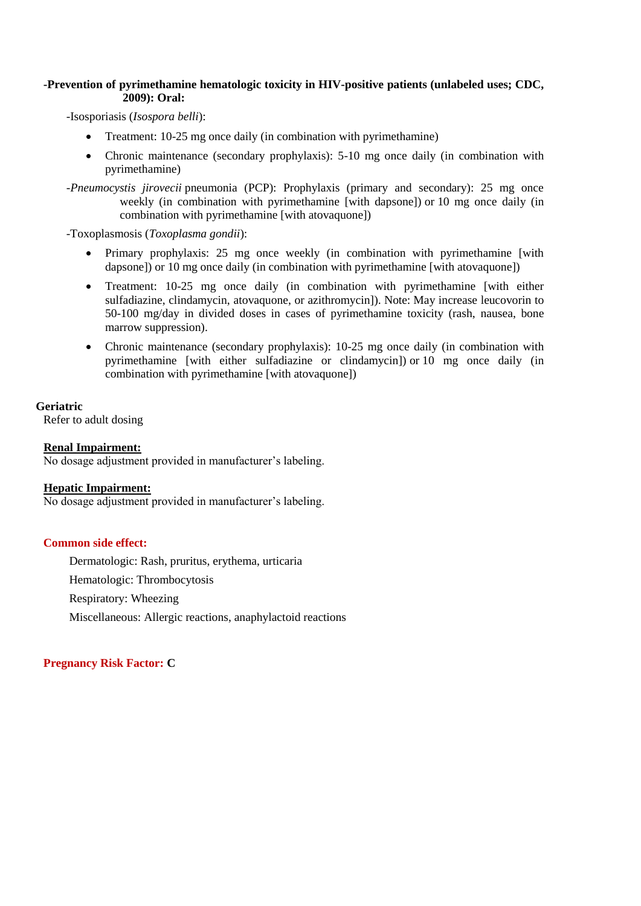**-Prevention of pyrimethamine hematologic toxicity in HIV-positive patients (unlabeled uses; CDC, 2009): Oral:**

-Isosporiasis (*Isospora belli*):

- Treatment: 10-25 mg once daily (in combination with pyrimethamine)
- Chronic maintenance (secondary prophylaxis): 5-10 mg once daily (in combination with pyrimethamine)

-*Pneumocystis jirovecii* pneumonia (PCP): Prophylaxis (primary and secondary): 25 mg once weekly (in combination with pyrimethamine [with dapsone]) or 10 mg once daily (in combination with pyrimethamine [with atovaquone])

-Toxoplasmosis (*Toxoplasma gondii*):

- Primary prophylaxis: 25 mg once weekly (in combination with pyrimethamine [with dapsone]) or 10 mg once daily (in combination with pyrimethamine [with atovaquone])
- Treatment: 10-25 mg once daily (in combination with pyrimethamine [with either sulfadiazine, clindamycin, atovaquone, or azithromycin]). Note: May increase leucovorin to 50-100 mg/day in divided doses in cases of pyrimethamine toxicity (rash, nausea, bone marrow suppression).
- Chronic maintenance (secondary prophylaxis): 10-25 mg once daily (in combination with pyrimethamine [with either sulfadiazine or clindamycin]) or 10 mg once daily (in combination with pyrimethamine [with atovaquone])

**Geriatric**

Refer to adult dosing

**Renal Impairment:**

No dosage adjustment provided in manufacturer's labeling.

**Hepatic Impairment:**

No dosage adjustment provided in manufacturer's labeling.

**Common side effect:**

Dermatologic: Rash, pruritus, erythema, urticaria

Hematologic: Thrombocytosis

Respiratory: Wheezing

Miscellaneous: Allergic reactions, anaphylactoid reactions

**Pregnancy Risk Factor: C**